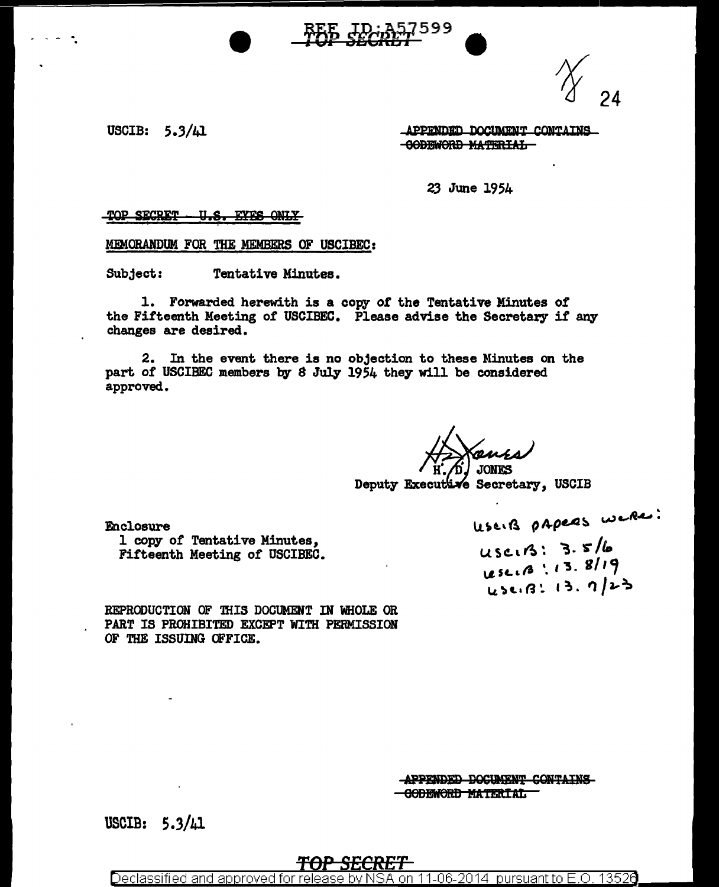REF ID:A57599

TOP SECRET

24

USCIB: 5.3/41

~~APPENDED DOCUMENT CONTAINS CODEWORD MATERIAL~~

23 June 1954

~~TOP SECRET - U.S. EYES ONLY~~

MEMORANDUM FOR THE MEMBERS OF USCIBEC:

Subject: Tentative Minutes.

1. Forwarded herewith is a copy of the Tentative Minutes of the Fifteenth Meeting of USCIBEC. Please advise the Secretary if any changes are desired.

2. In the event there is no objection to these Minutes on the part of USCIBEC members by 8 July 1954 they will be considered approved.

H. D. JONES
Deputy Executive Secretary, USCIB

Enclosure
1 copy of Tentative Minutes, Fifteenth Meeting of USCIBEC.

USCIB papers were:
USCIB: 3.5/6
USCIB: 13.8/19
USCIB: 13.7/23

REPRODUCTION OF THIS DOCUMENT IN WHOLE OR PART IS PROHIBITED EXCEPT WITH PERMISSION OF THE ISSUING OFFICE.

~~APPENDED DOCUMENT CONTAINS CODEWORD MATERIAL~~

USCIB: 5.3/41

TOP SECRET

Declassified and approved for release by NSA on 11-06-2014 pursuant to E.O. 13526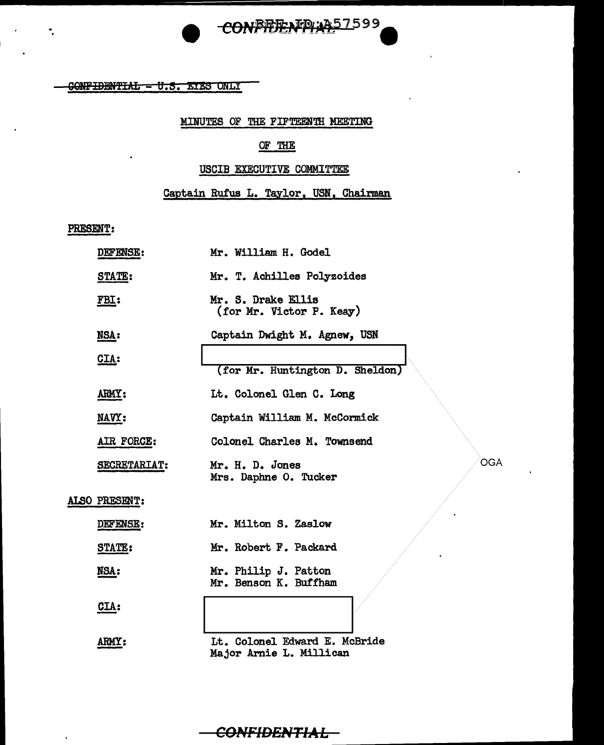CONFIDENTIAL — U.S. EYES ONLY

MINUTES OF THE FIFTEENTH MEETING

OF THE

USCIB EXECUTIVE COMMITTEE

Captain Rufus L. Taylor, USN, Chairman

PRESENT:

| | |
|---|---|
| DEFENSE: | Mr. William H. Godel |
| STATE: | Mr. T. Achilles Polyzoides |
| FBI: | Mr. S. Drake Ellis (for Mr. Victor P. Keay) |
| NSA: | Captain Dwight M. Agnew, USN |
| CIA: | [redacted] (for Mr. Huntington D. Sheldon) |
| ARMY: | Lt. Colonel Glen C. Long |
| NAVY: | Captain William M. McCormick |
| AIR FORCE: | Colonel Charles M. Townsend |
| SECRETARIAT: | Mr. H. D. Jones<br>Mrs. Daphne O. Tucker |

ALSO PRESENT:

| | |
|---|---|
| DEFENSE: | Mr. Milton S. Zaslow |
| STATE: | Mr. Robert F. Packard |
| NSA: | Mr. Philip J. Patton<br>Mr. Benson K. Buffham |
| CIA: | [redacted] |
| ARMY: | Lt. Colonel Edward E. McBride<br>Major Arnie L. Millican |

OGA

CONFIDENTIAL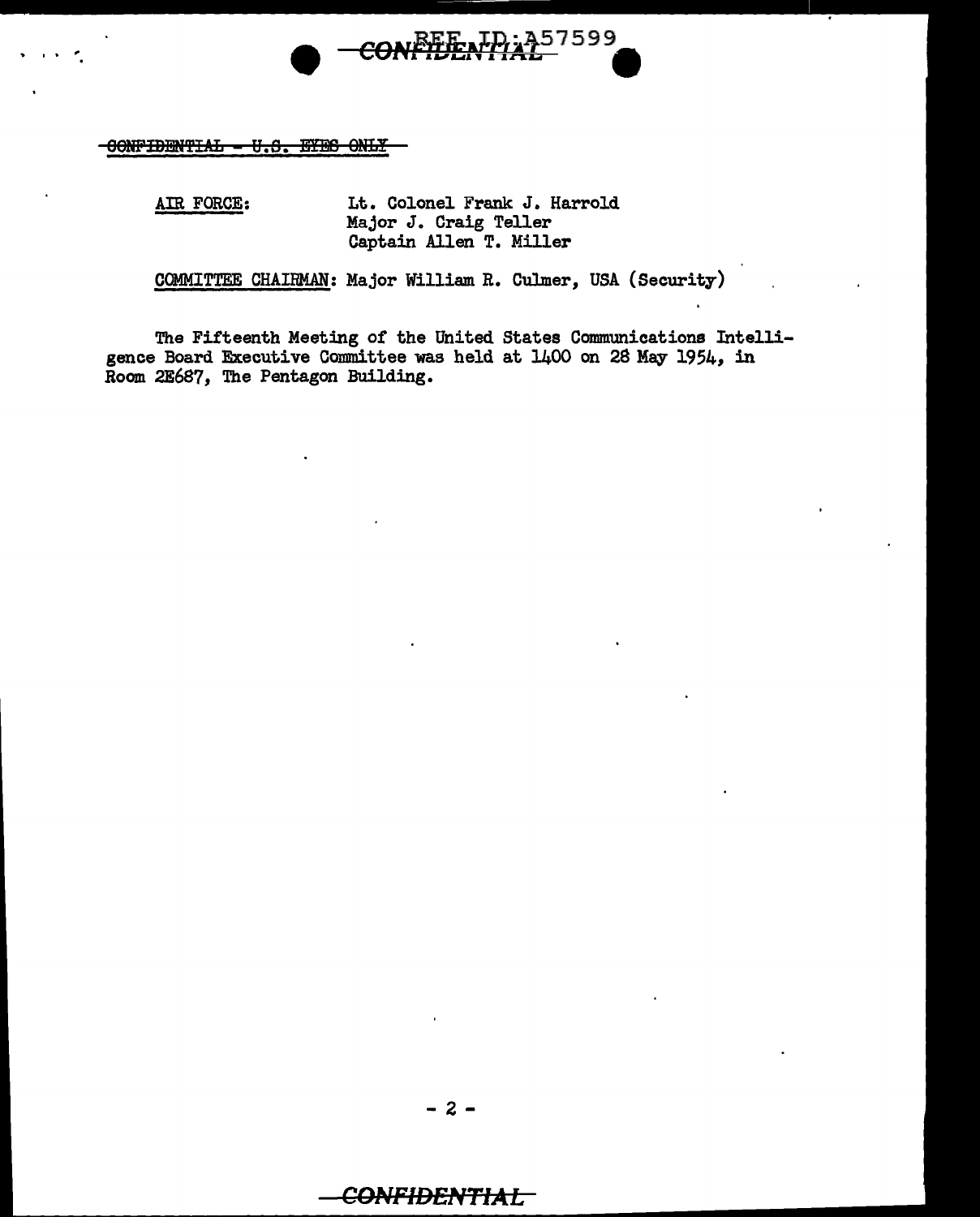~~CONFIDENTIAL - U.S. EYES ONLY~~

AIR FORCE: Lt. Colonel Frank J. Harrold
Major J. Craig Teller
Captain Allen T. Miller

COMMITTEE CHAIRMAN: Major William R. Culmer, USA (Security)

The Fifteenth Meeting of the United States Communications Intelligence Board Executive Committee was held at 1400 on 28 May 1954, in Room 2E687, The Pentagon Building.